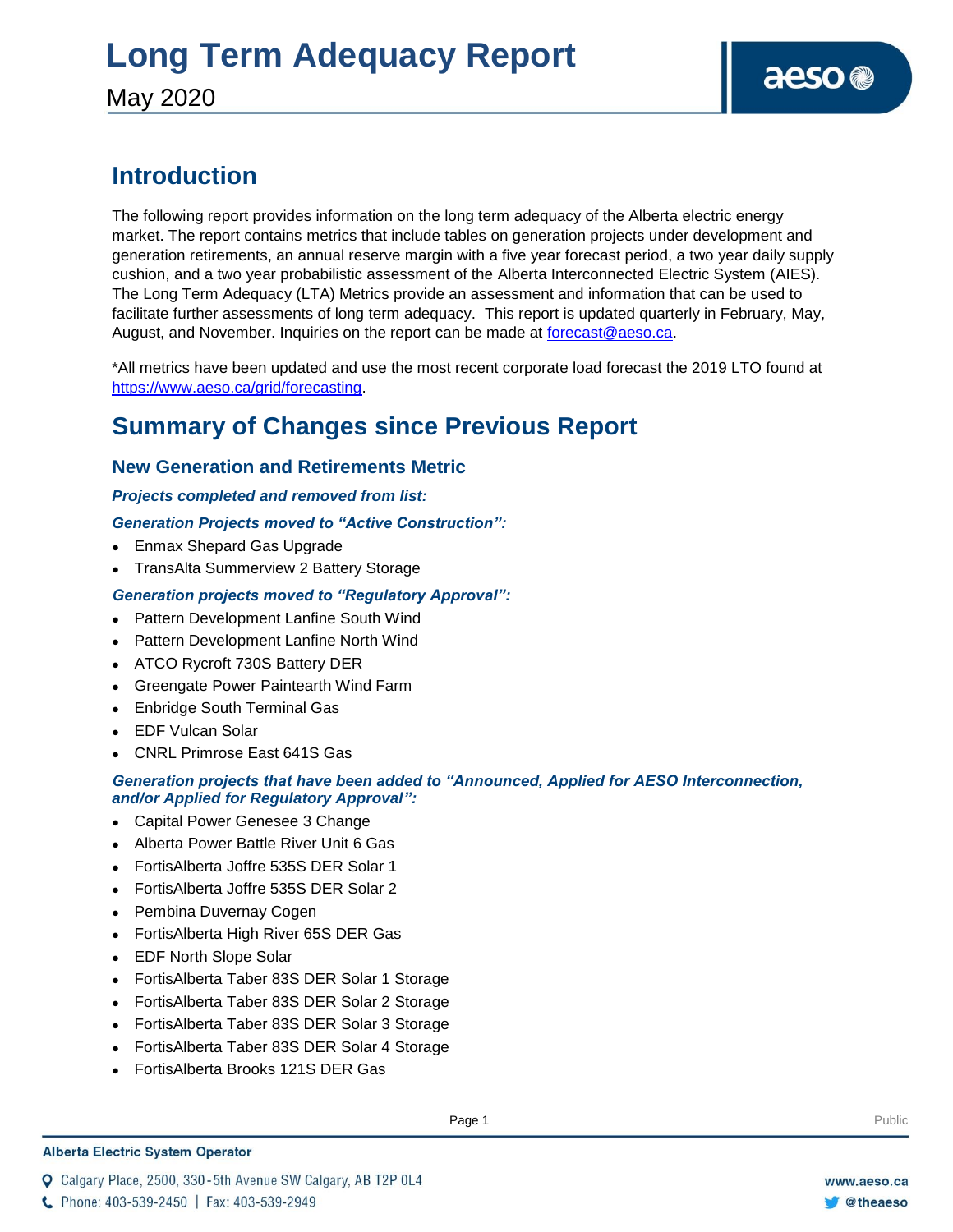# Long Term Adequacy Report

May 2020

## Introduction

The following report provides information on the long term adequacy of the Alberta electric energy market. The report contains metrics that include tables on generation projects under development and generation retirements, an annual reserve margin with a five year forecast period, a two year daily supply cushion, and a two year probabilistic assessment of the Alberta Interconnected Electric System (AIES). The Long Term Adequacy (LTA) Metrics provide an assessment and information that can be used to facilitate further assessments of long term adequacy. This report is updated quarterly in February, May, August, and November. Inquiries on the report can be made at forecast@aeso.ca.

*All metrics have been updated and use the most recent corporate load forecast the 2019 LTO found at https://www.aeso.ca/grid/forecasting.

## Summary of Changes since Previous Report

### New Generation and Retirements Metric

***Projects completed and removed from list:***

***Generation Projects moved to "Active Construction":***

- Enmax Shepard Gas Upgrade
- TransAlta Summerview 2 Battery Storage

***Generation projects moved to "Regulatory Approval":***

- Pattern Development Lanfine South Wind
- Pattern Development Lanfine North Wind
- ATCO Rycroft 730S Battery DER
- Greengate Power Paintearth Wind Farm
- Enbridge South Terminal Gas
- EDF Vulcan Solar
- CNRL Primrose East 641S Gas

***Generation projects that have been added to "Announced, Applied for AESO Interconnection, and/or Applied for Regulatory Approval":***

- Capital Power Genesee 3 Change
- Alberta Power Battle River Unit 6 Gas
- FortisAlberta Joffre 535S DER Solar 1
- FortisAlberta Joffre 535S DER Solar 2
- Pembina Duvernay Cogen
- FortisAlberta High River 65S DER Gas
- EDF North Slope Solar
- FortisAlberta Taber 83S DER Solar 1 Storage
- FortisAlberta Taber 83S DER Solar 2 Storage
- FortisAlberta Taber 83S DER Solar 3 Storage
- FortisAlberta Taber 83S DER Solar 4 Storage
- FortisAlberta Brooks 121S DER Gas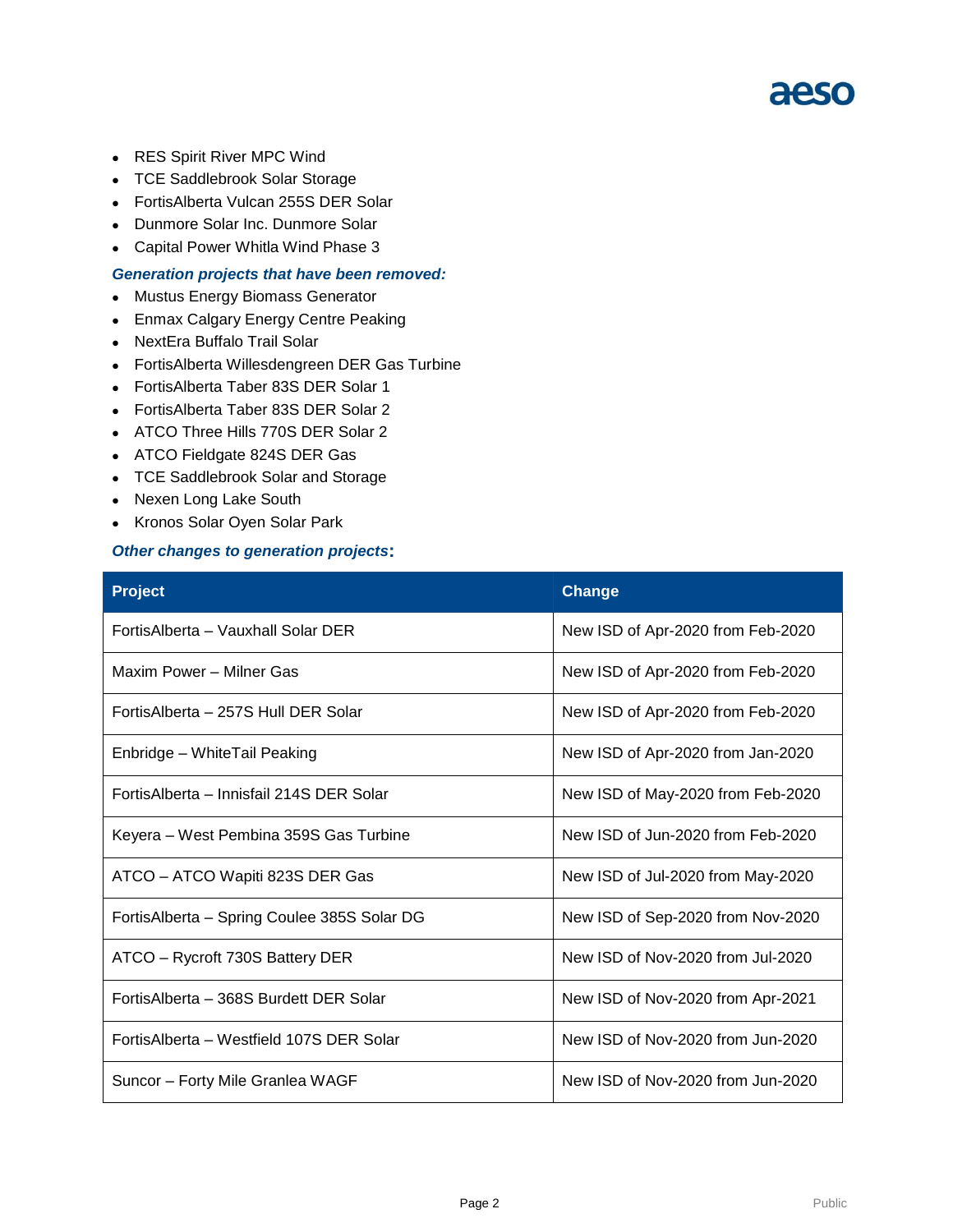- RES Spirit River MPC Wind
- TCE Saddlebrook Solar Storage
- FortisAlberta Vulcan 255S DER Solar
- Dunmore Solar Inc. Dunmore Solar
- Capital Power Whitla Wind Phase 3

***Generation projects that have been removed:***

- Mustus Energy Biomass Generator
- Enmax Calgary Energy Centre Peaking
- NextEra Buffalo Trail Solar
- FortisAlberta Willesdengreen DER Gas Turbine
- FortisAlberta Taber 83S DER Solar 1
- FortisAlberta Taber 83S DER Solar 2
- ATCO Three Hills 770S DER Solar 2
- ATCO Fieldgate 824S DER Gas
- TCE Saddlebrook Solar and Storage
- Nexen Long Lake South
- Kronos Solar Oyen Solar Park

***Other changes to generation projects*:**

| Project | Change |
|---|---|
| FortisAlberta – Vauxhall Solar DER | New ISD of Apr-2020 from Feb-2020 |
| Maxim Power – Milner Gas | New ISD of Apr-2020 from Feb-2020 |
| FortisAlberta – 257S Hull DER Solar | New ISD of Apr-2020 from Feb-2020 |
| Enbridge – WhiteTail Peaking | New ISD of Apr-2020 from Jan-2020 |
| FortisAlberta – Innisfail 214S DER Solar | New ISD of May-2020 from Feb-2020 |
| Keyera – West Pembina 359S Gas Turbine | New ISD of Jun-2020 from Feb-2020 |
| ATCO – ATCO Wapiti 823S DER Gas | New ISD of Jul-2020 from May-2020 |
| FortisAlberta – Spring Coulee 385S Solar DG | New ISD of Sep-2020 from Nov-2020 |
| ATCO – Rycroft 730S Battery DER | New ISD of Nov-2020 from Jul-2020 |
| FortisAlberta – 368S Burdett DER Solar | New ISD of Nov-2020 from Apr-2021 |
| FortisAlberta – Westfield 107S DER Solar | New ISD of Nov-2020 from Jun-2020 |
| Suncor – Forty Mile Granlea WAGF | New ISD of Nov-2020 from Jun-2020 |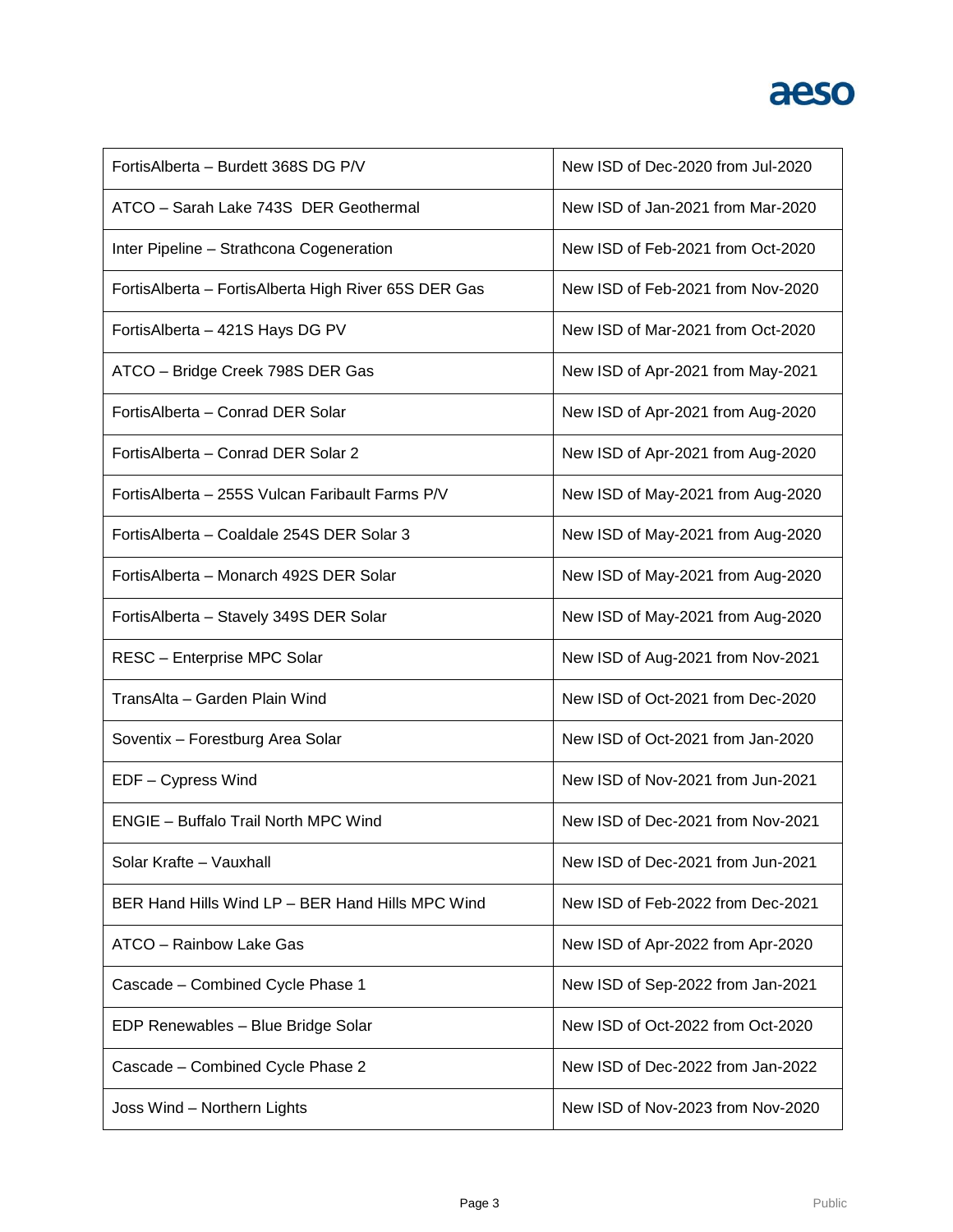| | |
|---|---|
| FortisAlberta – Burdett 368S DG P/V | New ISD of Dec-2020 from Jul-2020 |
| ATCO – Sarah Lake 743S DER Geothermal | New ISD of Jan-2021 from Mar-2020 |
| Inter Pipeline – Strathcona Cogeneration | New ISD of Feb-2021 from Oct-2020 |
| FortisAlberta – FortisAlberta High River 65S DER Gas | New ISD of Feb-2021 from Nov-2020 |
| FortisAlberta – 421S Hays DG PV | New ISD of Mar-2021 from Oct-2020 |
| ATCO – Bridge Creek 798S DER Gas | New ISD of Apr-2021 from May-2021 |
| FortisAlberta – Conrad DER Solar | New ISD of Apr-2021 from Aug-2020 |
| FortisAlberta – Conrad DER Solar 2 | New ISD of Apr-2021 from Aug-2020 |
| FortisAlberta – 255S Vulcan Faribault Farms P/V | New ISD of May-2021 from Aug-2020 |
| FortisAlberta – Coaldale 254S DER Solar 3 | New ISD of May-2021 from Aug-2020 |
| FortisAlberta – Monarch 492S DER Solar | New ISD of May-2021 from Aug-2020 |
| FortisAlberta – Stavely 349S DER Solar | New ISD of May-2021 from Aug-2020 |
| RESC – Enterprise MPC Solar | New ISD of Aug-2021 from Nov-2021 |
| TransAlta – Garden Plain Wind | New ISD of Oct-2021 from Dec-2020 |
| Soventix – Forestburg Area Solar | New ISD of Oct-2021 from Jan-2020 |
| EDF – Cypress Wind | New ISD of Nov-2021 from Jun-2021 |
| ENGIE – Buffalo Trail North MPC Wind | New ISD of Dec-2021 from Nov-2021 |
| Solar Krafte – Vauxhall | New ISD of Dec-2021 from Jun-2021 |
| BER Hand Hills Wind LP – BER Hand Hills MPC Wind | New ISD of Feb-2022 from Dec-2021 |
| ATCO – Rainbow Lake Gas | New ISD of Apr-2022 from Apr-2020 |
| Cascade – Combined Cycle Phase 1 | New ISD of Sep-2022 from Jan-2021 |
| EDP Renewables – Blue Bridge Solar | New ISD of Oct-2022 from Oct-2020 |
| Cascade – Combined Cycle Phase 2 | New ISD of Dec-2022 from Jan-2022 |
| Joss Wind – Northern Lights | New ISD of Nov-2023 from Nov-2020 |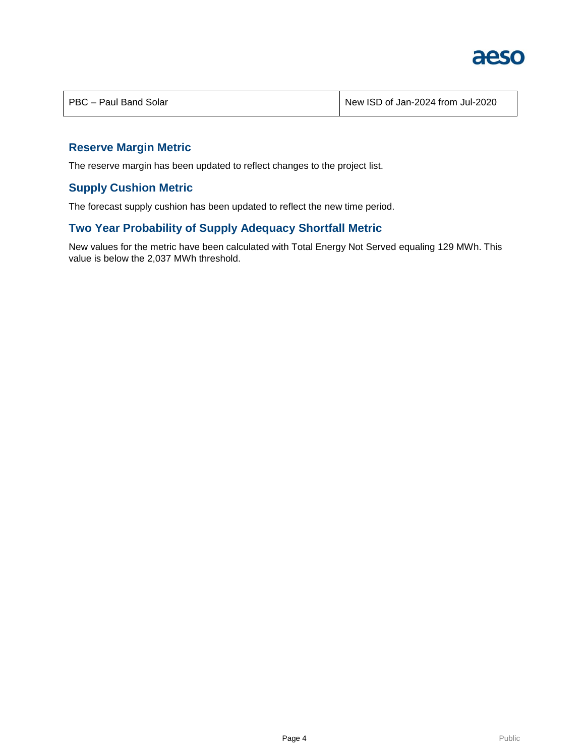| PBC – Paul Band Solar | New ISD of Jan-2024 from Jul-2020 |
|---|---|

## Reserve Margin Metric

The reserve margin has been updated to reflect changes to the project list.

## Supply Cushion Metric

The forecast supply cushion has been updated to reflect the new time period.

## Two Year Probability of Supply Adequacy Shortfall Metric

New values for the metric have been calculated with Total Energy Not Served equaling 129 MWh. This value is below the 2,037 MWh threshold.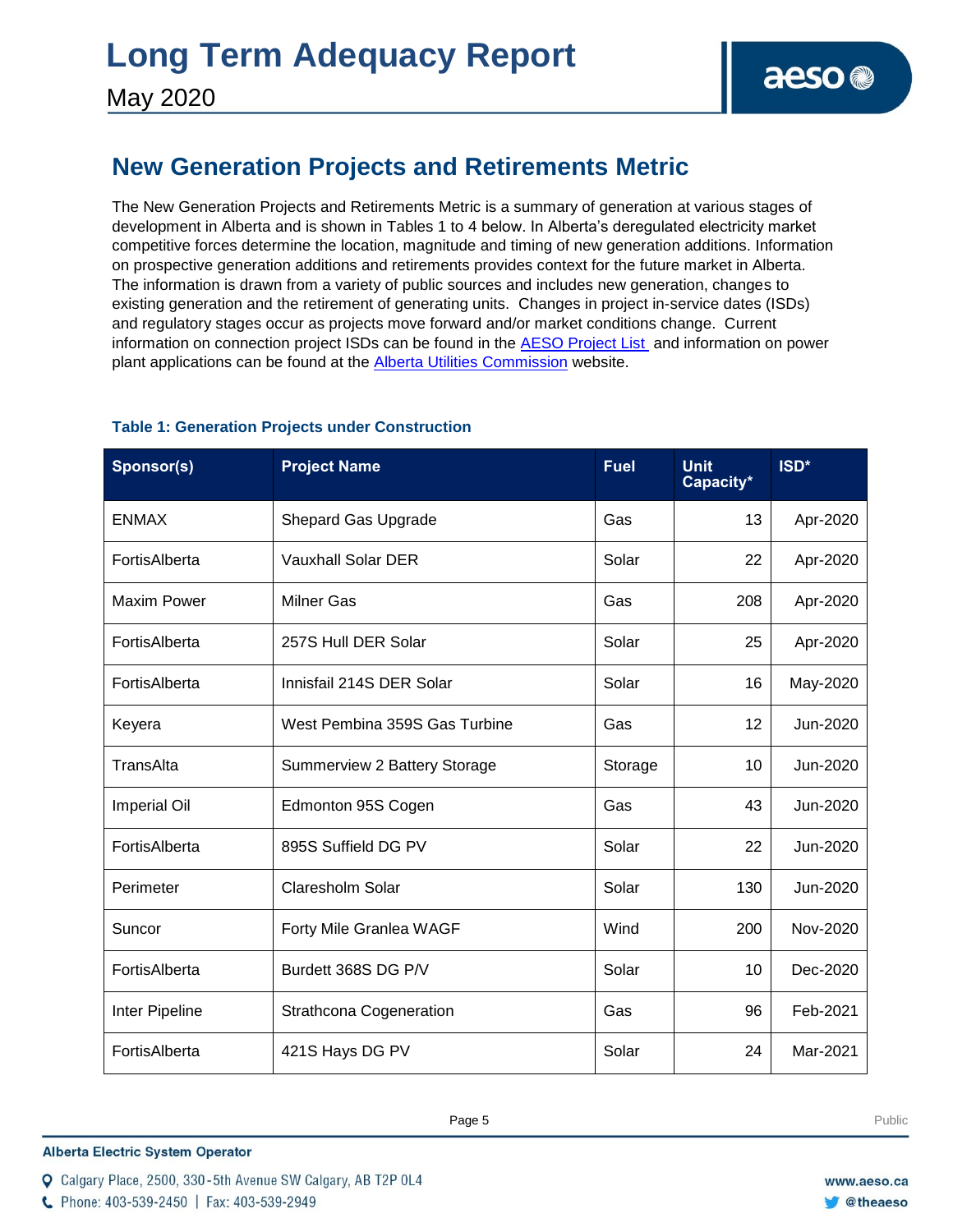## New Generation Projects and Retirements Metric

The New Generation Projects and Retirements Metric is a summary of generation at various stages of development in Alberta and is shown in Tables 1 to 4 below. In Alberta's deregulated electricity market competitive forces determine the location, magnitude and timing of new generation additions. Information on prospective generation additions and retirements provides context for the future market in Alberta. The information is drawn from a variety of public sources and includes new generation, changes to existing generation and the retirement of generating units. Changes in project in-service dates (ISDs) and regulatory stages occur as projects move forward and/or market conditions change. Current information on connection project ISDs can be found in the AESO Project List and information on power plant applications can be found at the Alberta Utilities Commission website.

### Table 1: Generation Projects under Construction

| Sponsor(s) | Project Name | Fuel | Unit Capacity* | ISD* |
|---|---|---|---|---|
| ENMAX | Shepard Gas Upgrade | Gas | 13 | Apr-2020 |
| FortisAlberta | Vauxhall Solar DER | Solar | 22 | Apr-2020 |
| Maxim Power | Milner Gas | Gas | 208 | Apr-2020 |
| FortisAlberta | 257S Hull DER Solar | Solar | 25 | Apr-2020 |
| FortisAlberta | Innisfail 214S DER Solar | Solar | 16 | May-2020 |
| Keyera | West Pembina 359S Gas Turbine | Gas | 12 | Jun-2020 |
| TransAlta | Summerview 2 Battery Storage | Storage | 10 | Jun-2020 |
| Imperial Oil | Edmonton 95S Cogen | Gas | 43 | Jun-2020 |
| FortisAlberta | 895S Suffield DG PV | Solar | 22 | Jun-2020 |
| Perimeter | Claresholm Solar | Solar | 130 | Jun-2020 |
| Suncor | Forty Mile Granlea WAGF | Wind | 200 | Nov-2020 |
| FortisAlberta | Burdett 368S DG P/V | Solar | 10 | Dec-2020 |
| Inter Pipeline | Strathcona Cogeneration | Gas | 96 | Feb-2021 |
| FortisAlberta | 421S Hays DG PV | Solar | 24 | Mar-2021 |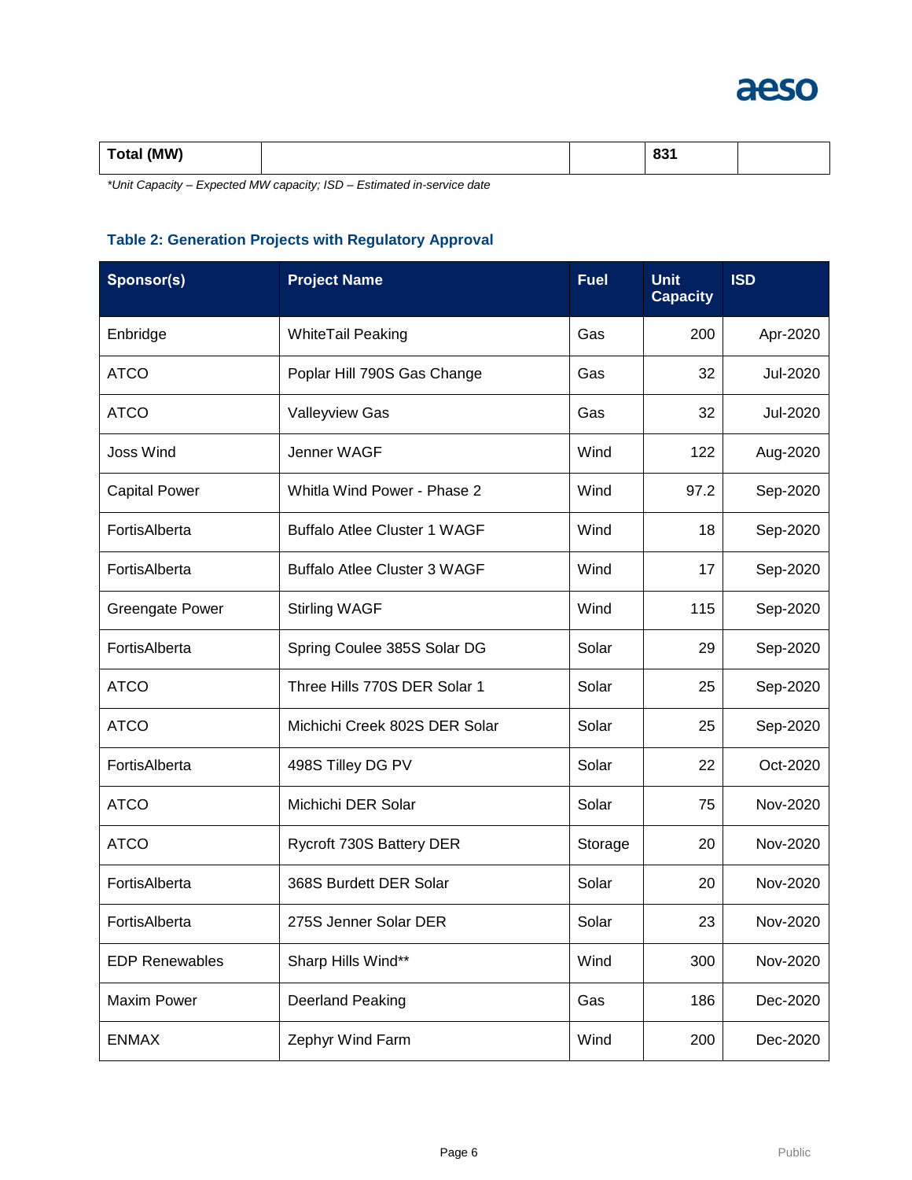| Total (MW) | | | 831 | |
|---|---|---|---|---|

*\*Unit Capacity – Expected MW capacity; ISD – Estimated in-service date*

### Table 2: Generation Projects with Regulatory Approval

| Sponsor(s) | Project Name | Fuel | Unit Capacity | ISD |
|---|---|---|---|---|
| Enbridge | WhiteTail Peaking | Gas | 200 | Apr-2020 |
| ATCO | Poplar Hill 790S Gas Change | Gas | 32 | Jul-2020 |
| ATCO | Valleyview Gas | Gas | 32 | Jul-2020 |
| Joss Wind | Jenner WAGF | Wind | 122 | Aug-2020 |
| Capital Power | Whitla Wind Power - Phase 2 | Wind | 97.2 | Sep-2020 |
| FortisAlberta | Buffalo Atlee Cluster 1 WAGF | Wind | 18 | Sep-2020 |
| FortisAlberta | Buffalo Atlee Cluster 3 WAGF | Wind | 17 | Sep-2020 |
| Greengate Power | Stirling WAGF | Wind | 115 | Sep-2020 |
| FortisAlberta | Spring Coulee 385S Solar DG | Solar | 29 | Sep-2020 |
| ATCO | Three Hills 770S DER Solar 1 | Solar | 25 | Sep-2020 |
| ATCO | Michichi Creek 802S DER Solar | Solar | 25 | Sep-2020 |
| FortisAlberta | 498S Tilley DG PV | Solar | 22 | Oct-2020 |
| ATCO | Michichi DER Solar | Solar | 75 | Nov-2020 |
| ATCO | Rycroft 730S Battery DER | Storage | 20 | Nov-2020 |
| FortisAlberta | 368S Burdett DER Solar | Solar | 20 | Nov-2020 |
| FortisAlberta | 275S Jenner Solar DER | Solar | 23 | Nov-2020 |
| EDP Renewables | Sharp Hills Wind** | Wind | 300 | Nov-2020 |
| Maxim Power | Deerland Peaking | Gas | 186 | Dec-2020 |
| ENMAX | Zephyr Wind Farm | Wind | 200 | Dec-2020 |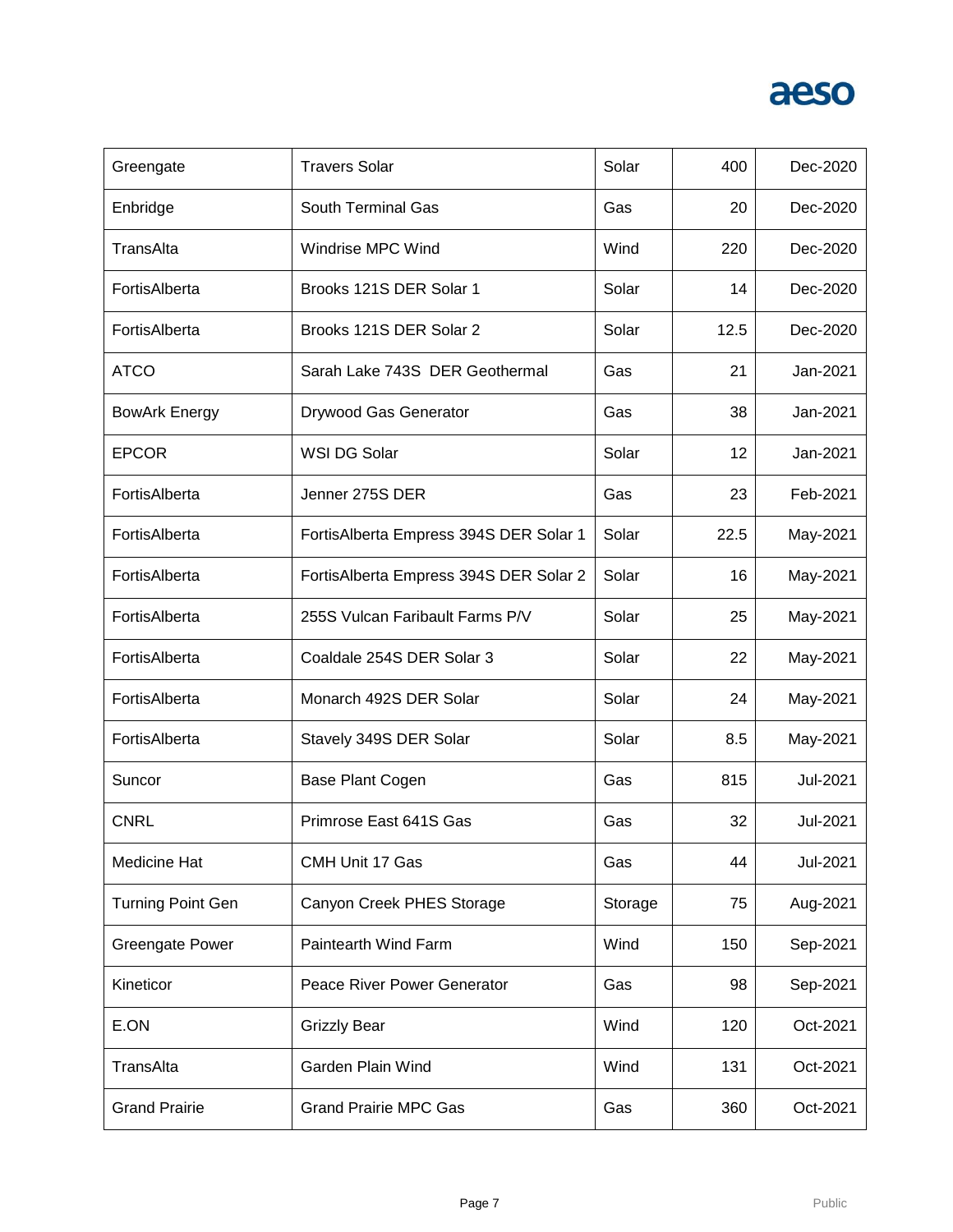| | | | | |
|---|---|---|---|---|
| Greengate | Travers Solar | Solar | 400 | Dec-2020 |
| Enbridge | South Terminal Gas | Gas | 20 | Dec-2020 |
| TransAlta | Windrise MPC Wind | Wind | 220 | Dec-2020 |
| FortisAlberta | Brooks 121S DER Solar 1 | Solar | 14 | Dec-2020 |
| FortisAlberta | Brooks 121S DER Solar 2 | Solar | 12.5 | Dec-2020 |
| ATCO | Sarah Lake 743S DER Geothermal | Gas | 21 | Jan-2021 |
| BowArk Energy | Drywood Gas Generator | Gas | 38 | Jan-2021 |
| EPCOR | WSI DG Solar | Solar | 12 | Jan-2021 |
| FortisAlberta | Jenner 275S DER | Gas | 23 | Feb-2021 |
| FortisAlberta | FortisAlberta Empress 394S DER Solar 1 | Solar | 22.5 | May-2021 |
| FortisAlberta | FortisAlberta Empress 394S DER Solar 2 | Solar | 16 | May-2021 |
| FortisAlberta | 255S Vulcan Faribault Farms P/V | Solar | 25 | May-2021 |
| FortisAlberta | Coaldale 254S DER Solar 3 | Solar | 22 | May-2021 |
| FortisAlberta | Monarch 492S DER Solar | Solar | 24 | May-2021 |
| FortisAlberta | Stavely 349S DER Solar | Solar | 8.5 | May-2021 |
| Suncor | Base Plant Cogen | Gas | 815 | Jul-2021 |
| CNRL | Primrose East 641S Gas | Gas | 32 | Jul-2021 |
| Medicine Hat | CMH Unit 17 Gas | Gas | 44 | Jul-2021 |
| Turning Point Gen | Canyon Creek PHES Storage | Storage | 75 | Aug-2021 |
| Greengate Power | Paintearth Wind Farm | Wind | 150 | Sep-2021 |
| Kineticor | Peace River Power Generator | Gas | 98 | Sep-2021 |
| E.ON | Grizzly Bear | Wind | 120 | Oct-2021 |
| TransAlta | Garden Plain Wind | Wind | 131 | Oct-2021 |
| Grand Prairie | Grand Prairie MPC Gas | Gas | 360 | Oct-2021 |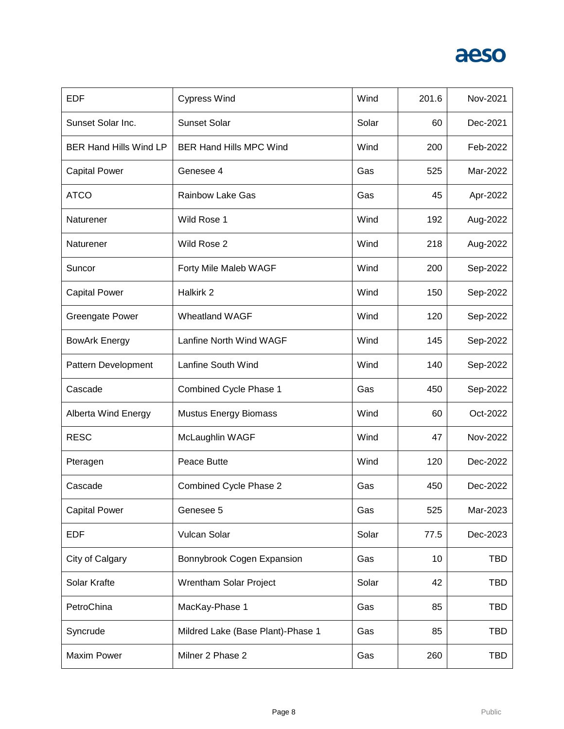| | | | | |
|---|---|---|---|---|
| EDF | Cypress Wind | Wind | 201.6 | Nov-2021 |
| Sunset Solar Inc. | Sunset Solar | Solar | 60 | Dec-2021 |
| BER Hand Hills Wind LP | BER Hand Hills MPC Wind | Wind | 200 | Feb-2022 |
| Capital Power | Genesee 4 | Gas | 525 | Mar-2022 |
| ATCO | Rainbow Lake Gas | Gas | 45 | Apr-2022 |
| Naturener | Wild Rose 1 | Wind | 192 | Aug-2022 |
| Naturener | Wild Rose 2 | Wind | 218 | Aug-2022 |
| Suncor | Forty Mile Maleb WAGF | Wind | 200 | Sep-2022 |
| Capital Power | Halkirk 2 | Wind | 150 | Sep-2022 |
| Greengate Power | Wheatland WAGF | Wind | 120 | Sep-2022 |
| BowArk Energy | Lanfine North Wind WAGF | Wind | 145 | Sep-2022 |
| Pattern Development | Lanfine South Wind | Wind | 140 | Sep-2022 |
| Cascade | Combined Cycle Phase 1 | Gas | 450 | Sep-2022 |
| Alberta Wind Energy | Mustus Energy Biomass | Wind | 60 | Oct-2022 |
| RESC | McLaughlin WAGF | Wind | 47 | Nov-2022 |
| Pteragen | Peace Butte | Wind | 120 | Dec-2022 |
| Cascade | Combined Cycle Phase 2 | Gas | 450 | Dec-2022 |
| Capital Power | Genesee 5 | Gas | 525 | Mar-2023 |
| EDF | Vulcan Solar | Solar | 77.5 | Dec-2023 |
| City of Calgary | Bonnybrook Cogen Expansion | Gas | 10 | TBD |
| Solar Krafte | Wrentham Solar Project | Solar | 42 | TBD |
| PetroChina | MacKay-Phase 1 | Gas | 85 | TBD |
| Syncrude | Mildred Lake (Base Plant)-Phase 1 | Gas | 85 | TBD |
| Maxim Power | Milner 2 Phase 2 | Gas | 260 | TBD |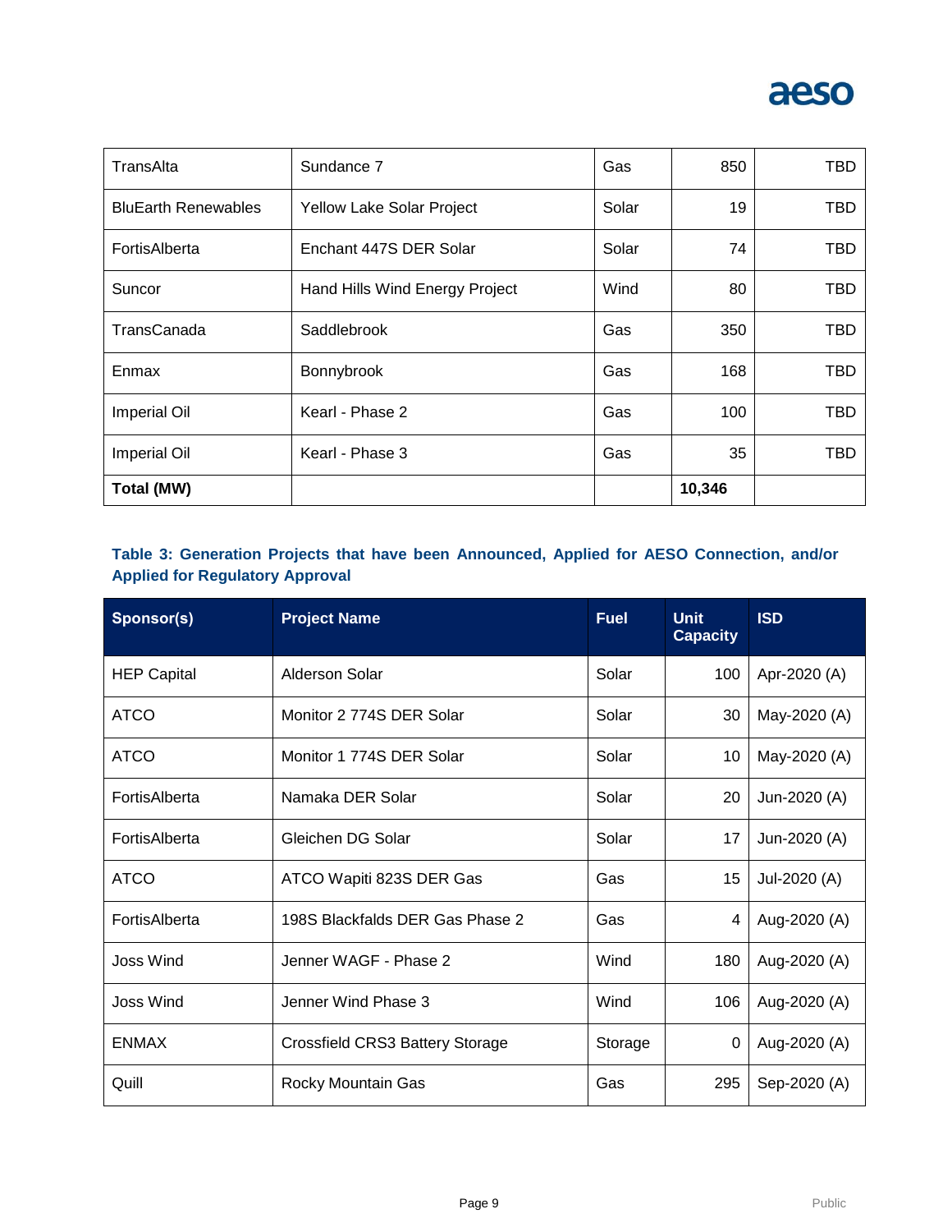| | | | | |
|---|---|---|---|---|
| TransAlta | Sundance 7 | Gas | 850 | TBD |
| BluEarth Renewables | Yellow Lake Solar Project | Solar | 19 | TBD |
| FortisAlberta | Enchant 447S DER Solar | Solar | 74 | TBD |
| Suncor | Hand Hills Wind Energy Project | Wind | 80 | TBD |
| TransCanada | Saddlebrook | Gas | 350 | TBD |
| Enmax | Bonnybrook | Gas | 168 | TBD |
| Imperial Oil | Kearl - Phase 2 | Gas | 100 | TBD |
| Imperial Oil | Kearl - Phase 3 | Gas | 35 | TBD |
| **Total (MW)** | | | **10,346** | |

**Table 3: Generation Projects that have been Announced, Applied for AESO Connection, and/or Applied for Regulatory Approval**

| Sponsor(s) | Project Name | Fuel | Unit Capacity | ISD |
|---|---|---|---|---|
| HEP Capital | Alderson Solar | Solar | 100 | Apr-2020 (A) |
| ATCO | Monitor 2 774S DER Solar | Solar | 30 | May-2020 (A) |
| ATCO | Monitor 1 774S DER Solar | Solar | 10 | May-2020 (A) |
| FortisAlberta | Namaka DER Solar | Solar | 20 | Jun-2020 (A) |
| FortisAlberta | Gleichen DG Solar | Solar | 17 | Jun-2020 (A) |
| ATCO | ATCO Wapiti 823S DER Gas | Gas | 15 | Jul-2020 (A) |
| FortisAlberta | 198S Blackfalds DER Gas Phase 2 | Gas | 4 | Aug-2020 (A) |
| Joss Wind | Jenner WAGF - Phase 2 | Wind | 180 | Aug-2020 (A) |
| Joss Wind | Jenner Wind Phase 3 | Wind | 106 | Aug-2020 (A) |
| ENMAX | Crossfield CRS3 Battery Storage | Storage | 0 | Aug-2020 (A) |
| Quill | Rocky Mountain Gas | Gas | 295 | Sep-2020 (A) |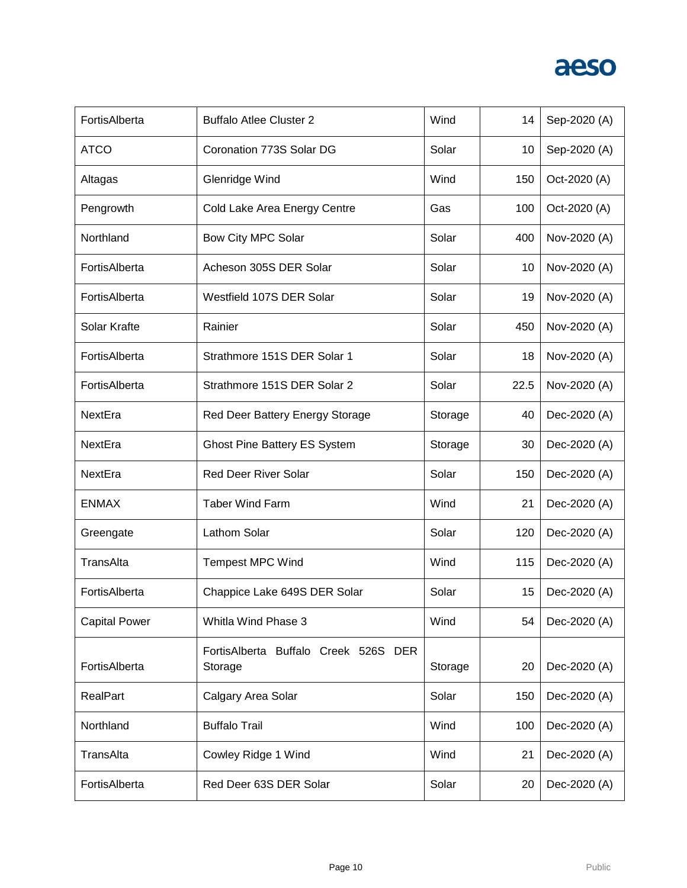| | | | | |
|---|---|---|---|---|
| FortisAlberta | Buffalo Atlee Cluster 2 | Wind | 14 | Sep-2020 (A) |
| ATCO | Coronation 773S Solar DG | Solar | 10 | Sep-2020 (A) |
| Altagas | Glenridge Wind | Wind | 150 | Oct-2020 (A) |
| Pengrowth | Cold Lake Area Energy Centre | Gas | 100 | Oct-2020 (A) |
| Northland | Bow City MPC Solar | Solar | 400 | Nov-2020 (A) |
| FortisAlberta | Acheson 305S DER Solar | Solar | 10 | Nov-2020 (A) |
| FortisAlberta | Westfield 107S DER Solar | Solar | 19 | Nov-2020 (A) |
| Solar Krafte | Rainier | Solar | 450 | Nov-2020 (A) |
| FortisAlberta | Strathmore 151S DER Solar 1 | Solar | 18 | Nov-2020 (A) |
| FortisAlberta | Strathmore 151S DER Solar 2 | Solar | 22.5 | Nov-2020 (A) |
| NextEra | Red Deer Battery Energy Storage | Storage | 40 | Dec-2020 (A) |
| NextEra | Ghost Pine Battery ES System | Storage | 30 | Dec-2020 (A) |
| NextEra | Red Deer River Solar | Solar | 150 | Dec-2020 (A) |
| ENMAX | Taber Wind Farm | Wind | 21 | Dec-2020 (A) |
| Greengate | Lathom Solar | Solar | 120 | Dec-2020 (A) |
| TransAlta | Tempest MPC Wind | Wind | 115 | Dec-2020 (A) |
| FortisAlberta | Chappice Lake 649S DER Solar | Solar | 15 | Dec-2020 (A) |
| Capital Power | Whitla Wind Phase 3 | Wind | 54 | Dec-2020 (A) |
| FortisAlberta | FortisAlberta Buffalo Creek 526S DER Storage | Storage | 20 | Dec-2020 (A) |
| RealPart | Calgary Area Solar | Solar | 150 | Dec-2020 (A) |
| Northland | Buffalo Trail | Wind | 100 | Dec-2020 (A) |
| TransAlta | Cowley Ridge 1 Wind | Wind | 21 | Dec-2020 (A) |
| FortisAlberta | Red Deer 63S DER Solar | Solar | 20 | Dec-2020 (A) |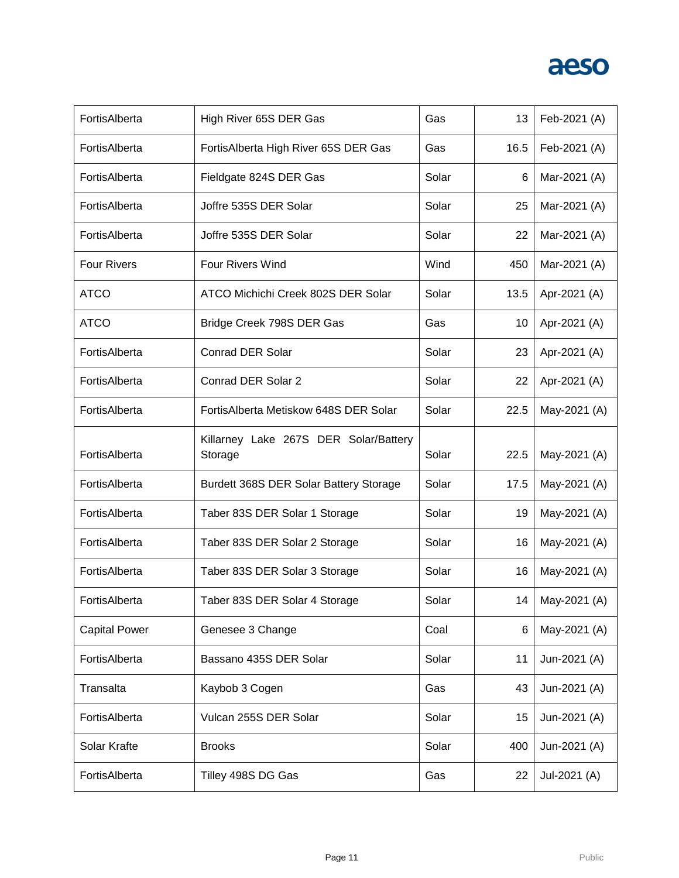| | | | | |
|---|---|---|---|---|
| FortisAlberta | High River 65S DER Gas | Gas | 13 | Feb-2021 (A) |
| FortisAlberta | FortisAlberta High River 65S DER Gas | Gas | 16.5 | Feb-2021 (A) |
| FortisAlberta | Fieldgate 824S DER Gas | Solar | 6 | Mar-2021 (A) |
| FortisAlberta | Joffre 535S DER Solar | Solar | 25 | Mar-2021 (A) |
| FortisAlberta | Joffre 535S DER Solar | Solar | 22 | Mar-2021 (A) |
| Four Rivers | Four Rivers Wind | Wind | 450 | Mar-2021 (A) |
| ATCO | ATCO Michichi Creek 802S DER Solar | Solar | 13.5 | Apr-2021 (A) |
| ATCO | Bridge Creek 798S DER Gas | Gas | 10 | Apr-2021 (A) |
| FortisAlberta | Conrad DER Solar | Solar | 23 | Apr-2021 (A) |
| FortisAlberta | Conrad DER Solar 2 | Solar | 22 | Apr-2021 (A) |
| FortisAlberta | FortisAlberta Metiskow 648S DER Solar | Solar | 22.5 | May-2021 (A) |
| FortisAlberta | Killarney Lake 267S DER Solar/Battery Storage | Solar | 22.5 | May-2021 (A) |
| FortisAlberta | Burdett 368S DER Solar Battery Storage | Solar | 17.5 | May-2021 (A) |
| FortisAlberta | Taber 83S DER Solar 1 Storage | Solar | 19 | May-2021 (A) |
| FortisAlberta | Taber 83S DER Solar 2 Storage | Solar | 16 | May-2021 (A) |
| FortisAlberta | Taber 83S DER Solar 3 Storage | Solar | 16 | May-2021 (A) |
| FortisAlberta | Taber 83S DER Solar 4 Storage | Solar | 14 | May-2021 (A) |
| Capital Power | Genesee 3 Change | Coal | 6 | May-2021 (A) |
| FortisAlberta | Bassano 435S DER Solar | Solar | 11 | Jun-2021 (A) |
| Transalta | Kaybob 3 Cogen | Gas | 43 | Jun-2021 (A) |
| FortisAlberta | Vulcan 255S DER Solar | Solar | 15 | Jun-2021 (A) |
| Solar Krafte | Brooks | Solar | 400 | Jun-2021 (A) |
| FortisAlberta | Tilley 498S DG Gas | Gas | 22 | Jul-2021 (A) |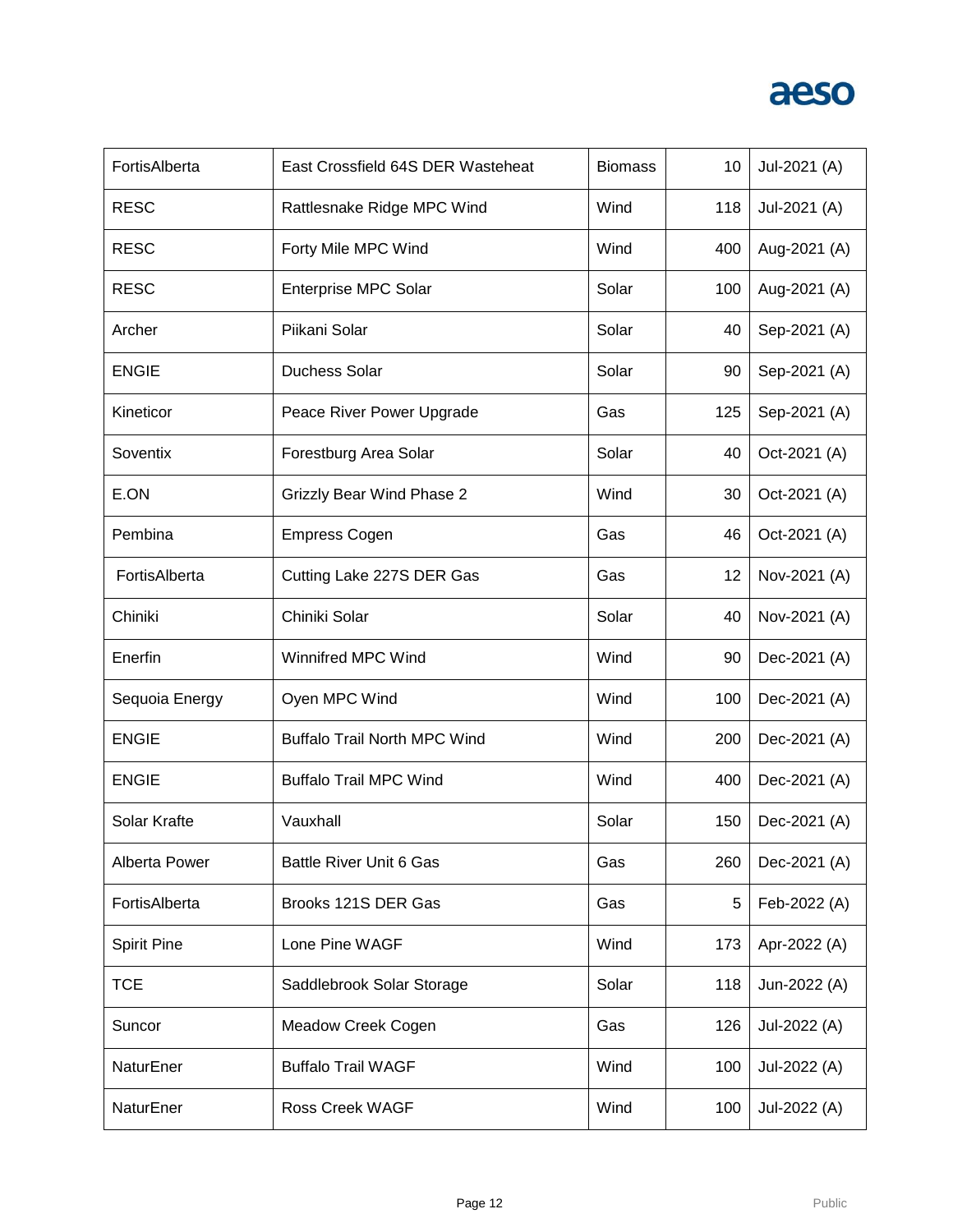| FortisAlberta | East Crossfield 64S DER Wasteheat | Biomass | 10 | Jul-2021 (A) |
|---|---|---|---|---|
| RESC | Rattlesnake Ridge MPC Wind | Wind | 118 | Jul-2021 (A) |
| RESC | Forty Mile MPC Wind | Wind | 400 | Aug-2021 (A) |
| RESC | Enterprise MPC Solar | Solar | 100 | Aug-2021 (A) |
| Archer | Piikani Solar | Solar | 40 | Sep-2021 (A) |
| ENGIE | Duchess Solar | Solar | 90 | Sep-2021 (A) |
| Kineticor | Peace River Power Upgrade | Gas | 125 | Sep-2021 (A) |
| Soventix | Forestburg Area Solar | Solar | 40 | Oct-2021 (A) |
| E.ON | Grizzly Bear Wind Phase 2 | Wind | 30 | Oct-2021 (A) |
| Pembina | Empress Cogen | Gas | 46 | Oct-2021 (A) |
| FortisAlberta | Cutting Lake 227S DER Gas | Gas | 12 | Nov-2021 (A) |
| Chiniki | Chiniki Solar | Solar | 40 | Nov-2021 (A) |
| Enerfin | Winnifred MPC Wind | Wind | 90 | Dec-2021 (A) |
| Sequoia Energy | Oyen MPC Wind | Wind | 100 | Dec-2021 (A) |
| ENGIE | Buffalo Trail North MPC Wind | Wind | 200 | Dec-2021 (A) |
| ENGIE | Buffalo Trail MPC Wind | Wind | 400 | Dec-2021 (A) |
| Solar Krafte | Vauxhall | Solar | 150 | Dec-2021 (A) |
| Alberta Power | Battle River Unit 6 Gas | Gas | 260 | Dec-2021 (A) |
| FortisAlberta | Brooks 121S DER Gas | Gas | 5 | Feb-2022 (A) |
| Spirit Pine | Lone Pine WAGF | Wind | 173 | Apr-2022 (A) |
| TCE | Saddlebrook Solar Storage | Solar | 118 | Jun-2022 (A) |
| Suncor | Meadow Creek Cogen | Gas | 126 | Jul-2022 (A) |
| NaturEner | Buffalo Trail WAGF | Wind | 100 | Jul-2022 (A) |
| NaturEner | Ross Creek WAGF | Wind | 100 | Jul-2022 (A) |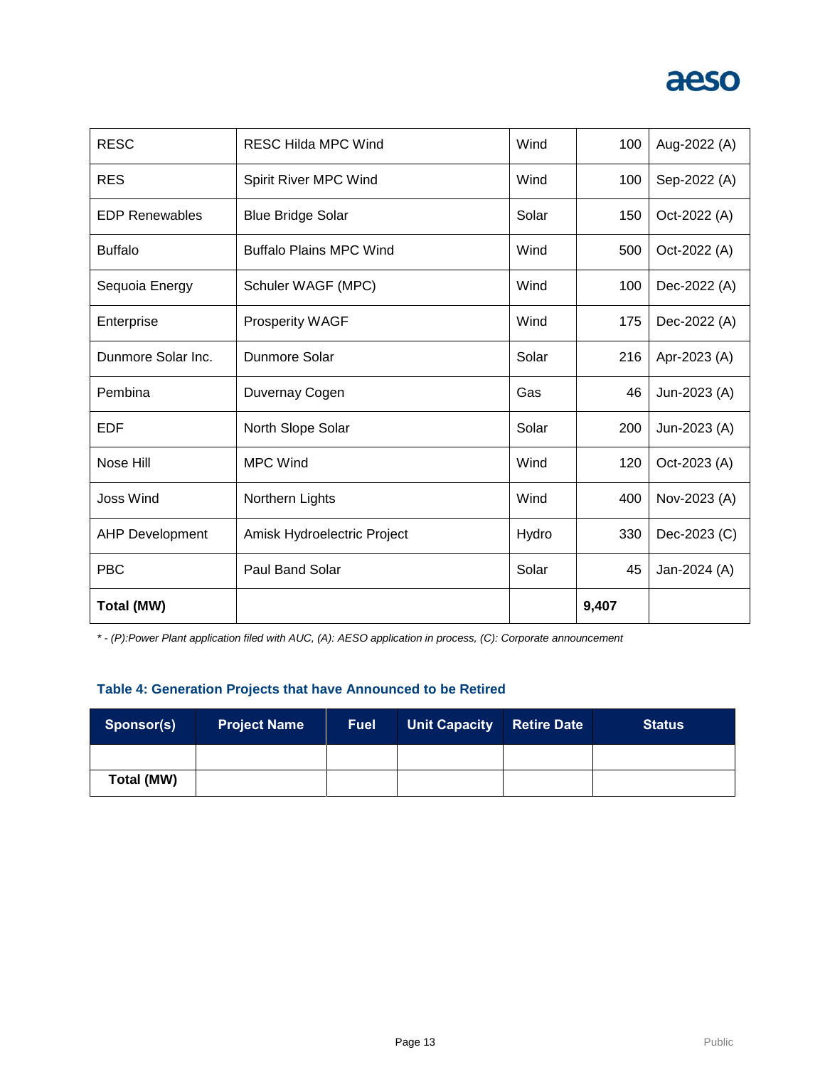| | | | | |
|---|---|---|---|---|
| RESC | RESC Hilda MPC Wind | Wind | 100 | Aug-2022 (A) |
| RES | Spirit River MPC Wind | Wind | 100 | Sep-2022 (A) |
| EDP Renewables | Blue Bridge Solar | Solar | 150 | Oct-2022 (A) |
| Buffalo | Buffalo Plains MPC Wind | Wind | 500 | Oct-2022 (A) |
| Sequoia Energy | Schuler WAGF (MPC) | Wind | 100 | Dec-2022 (A) |
| Enterprise | Prosperity WAGF | Wind | 175 | Dec-2022 (A) |
| Dunmore Solar Inc. | Dunmore Solar | Solar | 216 | Apr-2023 (A) |
| Pembina | Duvernay Cogen | Gas | 46 | Jun-2023 (A) |
| EDF | North Slope Solar | Solar | 200 | Jun-2023 (A) |
| Nose Hill | MPC Wind | Wind | 120 | Oct-2023 (A) |
| Joss Wind | Northern Lights | Wind | 400 | Nov-2023 (A) |
| AHP Development | Amisk Hydroelectric Project | Hydro | 330 | Dec-2023 (C) |
| PBC | Paul Band Solar | Solar | 45 | Jan-2024 (A) |
| **Total (MW)** | | | **9,407** | |

*\* - (P):Power Plant application filed with AUC, (A): AESO application in process, (C): Corporate announcement*

### Table 4: Generation Projects that have Announced to be Retired

| Sponsor(s) | Project Name | Fuel | Unit Capacity | Retire Date | Status |
|---|---|---|---|---|---|
| | | | | | |
| **Total (MW)** | | | | | |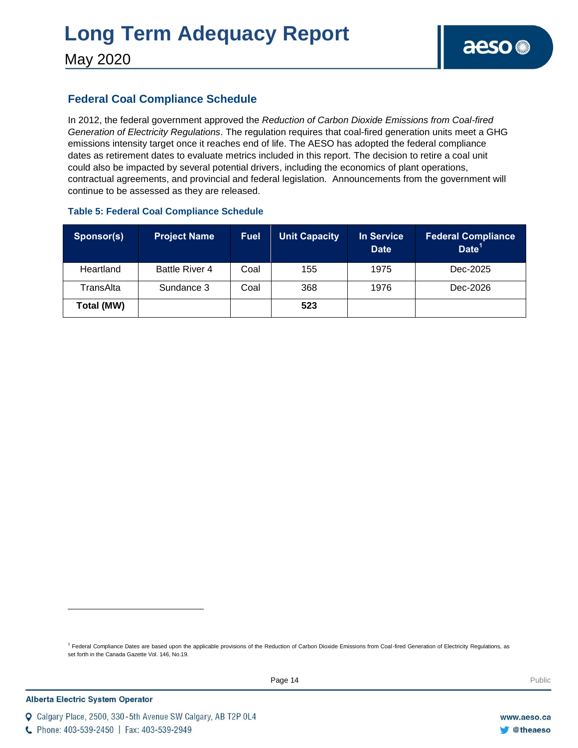## Federal Coal Compliance Schedule

In 2012, the federal government approved the *Reduction of Carbon Dioxide Emissions from Coal-fired Generation of Electricity Regulations*. The regulation requires that coal-fired generation units meet a GHG emissions intensity target once it reaches end of life. The AESO has adopted the federal compliance dates as retirement dates to evaluate metrics included in this report. The decision to retire a coal unit could also be impacted by several potential drivers, including the economics of plant operations, contractual agreements, and provincial and federal legislation. Announcements from the government will continue to be assessed as they are released.

### Table 5: Federal Coal Compliance Schedule

| Sponsor(s) | Project Name | Fuel | Unit Capacity | In Service Date | Federal Compliance Date[1] |
|---|---|---|---|---|---|
| Heartland | Battle River 4 | Coal | 155 | 1975 | Dec-2025 |
| TransAlta | Sundance 3 | Coal | 368 | 1976 | Dec-2026 |
| **Total (MW)** | | | **523** | | |

[1] Federal Compliance Dates are based upon the applicable provisions of the Reduction of Carbon Dioxide Emissions from Coal-fired Generation of Electricity Regulations, as set forth in the Canada Gazette Vol. 146, No.19.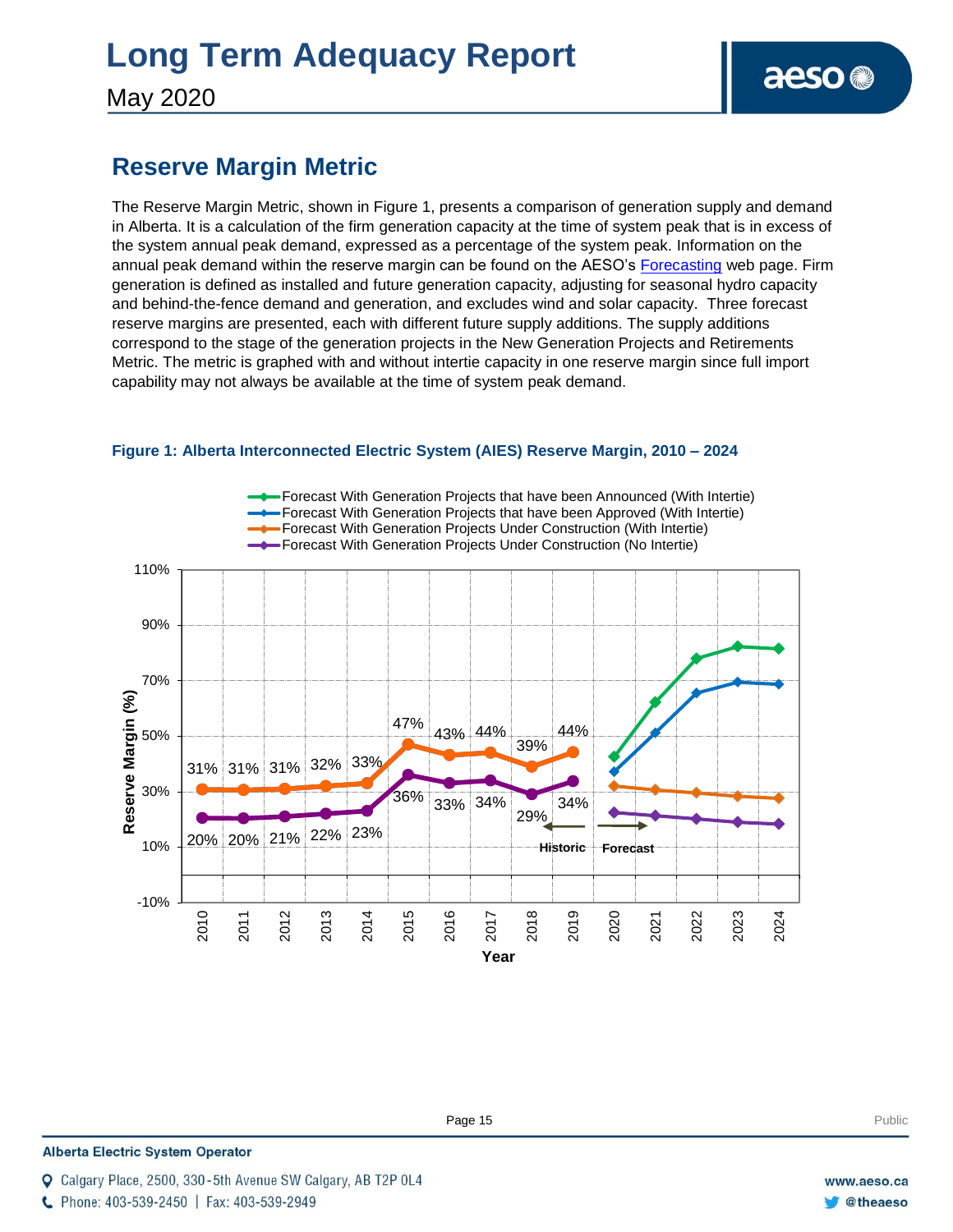## Reserve Margin Metric

The Reserve Margin Metric, shown in Figure 1, presents a comparison of generation supply and demand in Alberta. It is a calculation of the firm generation capacity at the time of system peak that is in excess of the system annual peak demand, expressed as a percentage of the system peak. Information on the annual peak demand within the reserve margin can be found on the AESO's Forecasting web page. Firm generation is defined as installed and future generation capacity, adjusting for seasonal hydro capacity and behind-the-fence demand and generation, and excludes wind and solar capacity. Three forecast reserve margins are presented, each with different future supply additions. The supply additions correspond to the stage of the generation projects in the New Generation Projects and Retirements Metric. The metric is graphed with and without intertie capacity in one reserve margin since full import capability may not always be available at the time of system peak demand.

**Figure 1: Alberta Interconnected Electric System (AIES) Reserve Margin, 2010 – 2024**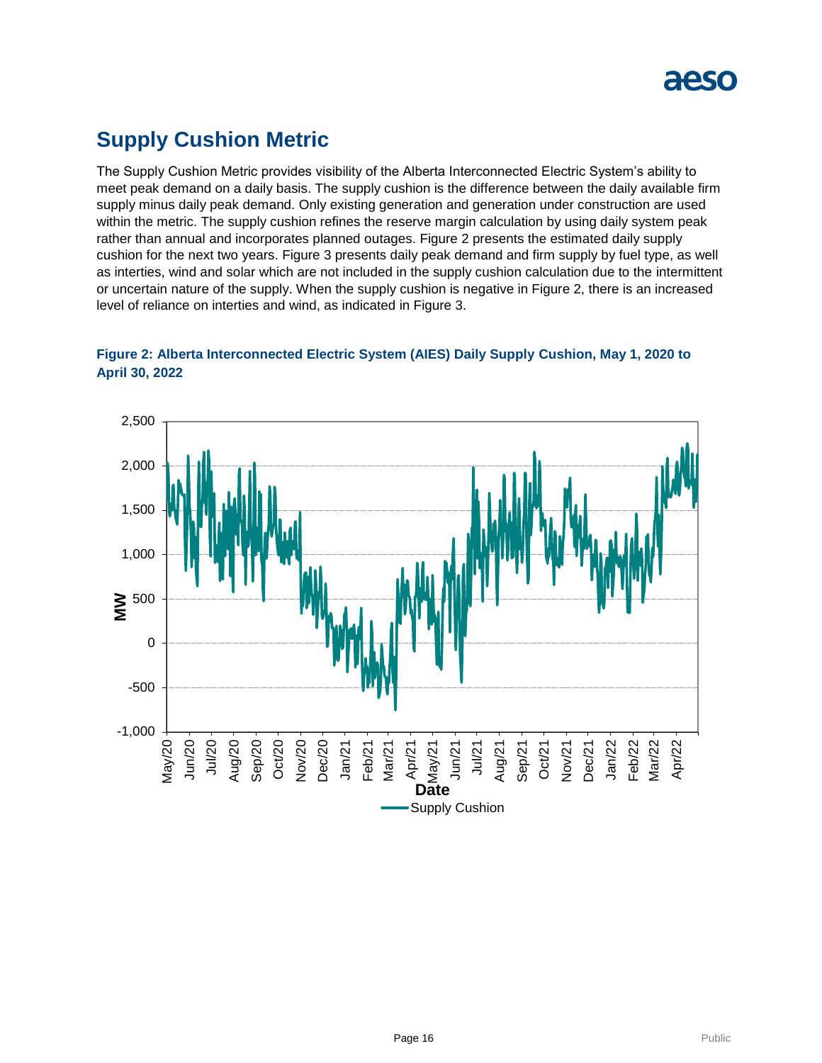## Supply Cushion Metric

The Supply Cushion Metric provides visibility of the Alberta Interconnected Electric System's ability to meet peak demand on a daily basis. The supply cushion is the difference between the daily available firm supply minus daily peak demand. Only existing generation and generation under construction are used within the metric. The supply cushion refines the reserve margin calculation by using daily system peak rather than annual and incorporates planned outages. Figure 2 presents the estimated daily supply cushion for the next two years. Figure 3 presents daily peak demand and firm supply by fuel type, as well as interties, wind and solar which are not included in the supply cushion calculation due to the intermittent or uncertain nature of the supply. When the supply cushion is negative in Figure 2, there is an increased level of reliance on interties and wind, as indicated in Figure 3.

**Figure 2: Alberta Interconnected Electric System (AIES) Daily Supply Cushion, May 1, 2020 to April 30, 2022**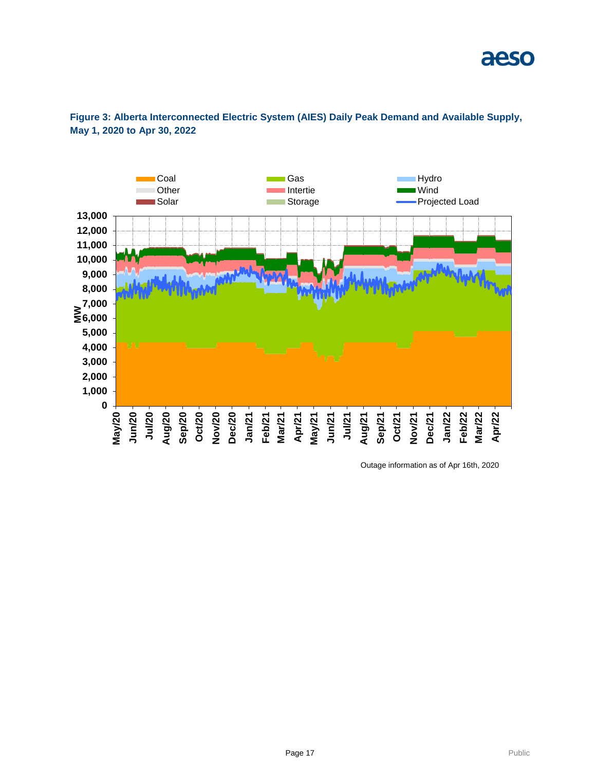**Figure 3: Alberta Interconnected Electric System (AIES) Daily Peak Demand and Available Supply, May 1, 2020 to Apr 30, 2022**

Outage information as of Apr 16th, 2020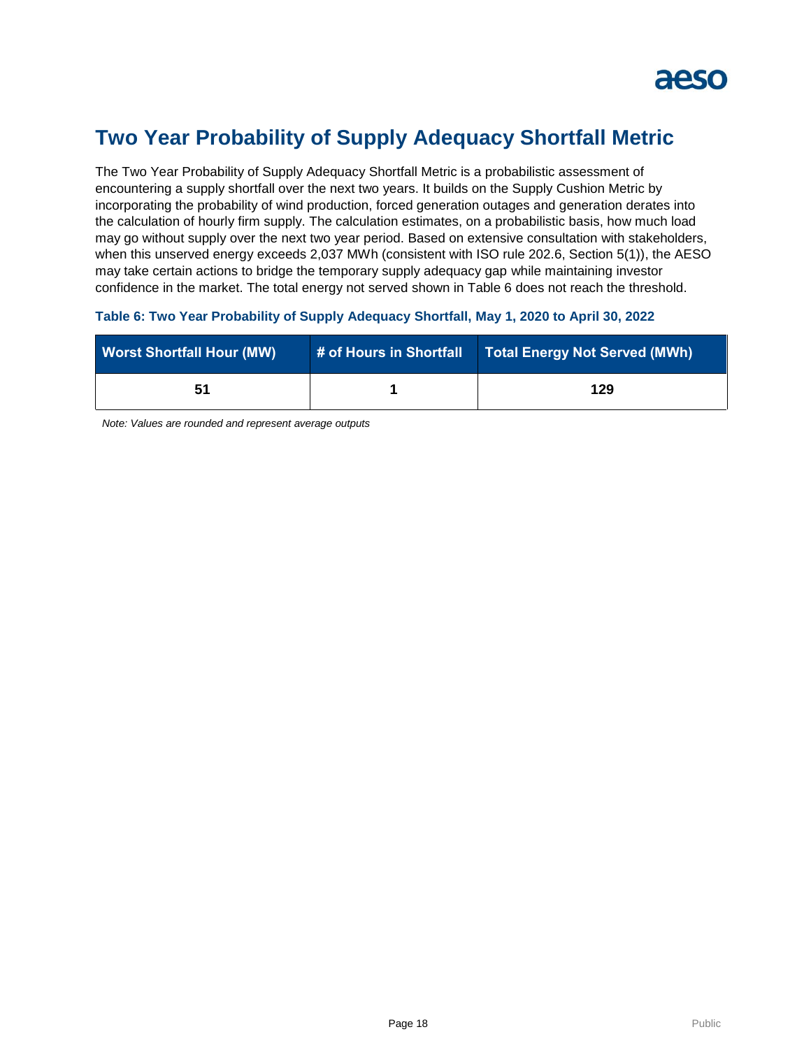# Two Year Probability of Supply Adequacy Shortfall Metric

The Two Year Probability of Supply Adequacy Shortfall Metric is a probabilistic assessment of encountering a supply shortfall over the next two years. It builds on the Supply Cushion Metric by incorporating the probability of wind production, forced generation outages and generation derates into the calculation of hourly firm supply. The calculation estimates, on a probabilistic basis, how much load may go without supply over the next two year period. Based on extensive consultation with stakeholders, when this unserved energy exceeds 2,037 MWh (consistent with ISO rule 202.6, Section 5(1)), the AESO may take certain actions to bridge the temporary supply adequacy gap while maintaining investor confidence in the market. The total energy not served shown in Table 6 does not reach the threshold.

### Table 6: Two Year Probability of Supply Adequacy Shortfall, May 1, 2020 to April 30, 2022

| Worst Shortfall Hour (MW) | # of Hours in Shortfall | Total Energy Not Served (MWh) |
|---|---|---|
| **51** | **1** | **129** |

*Note: Values are rounded and represent average outputs*